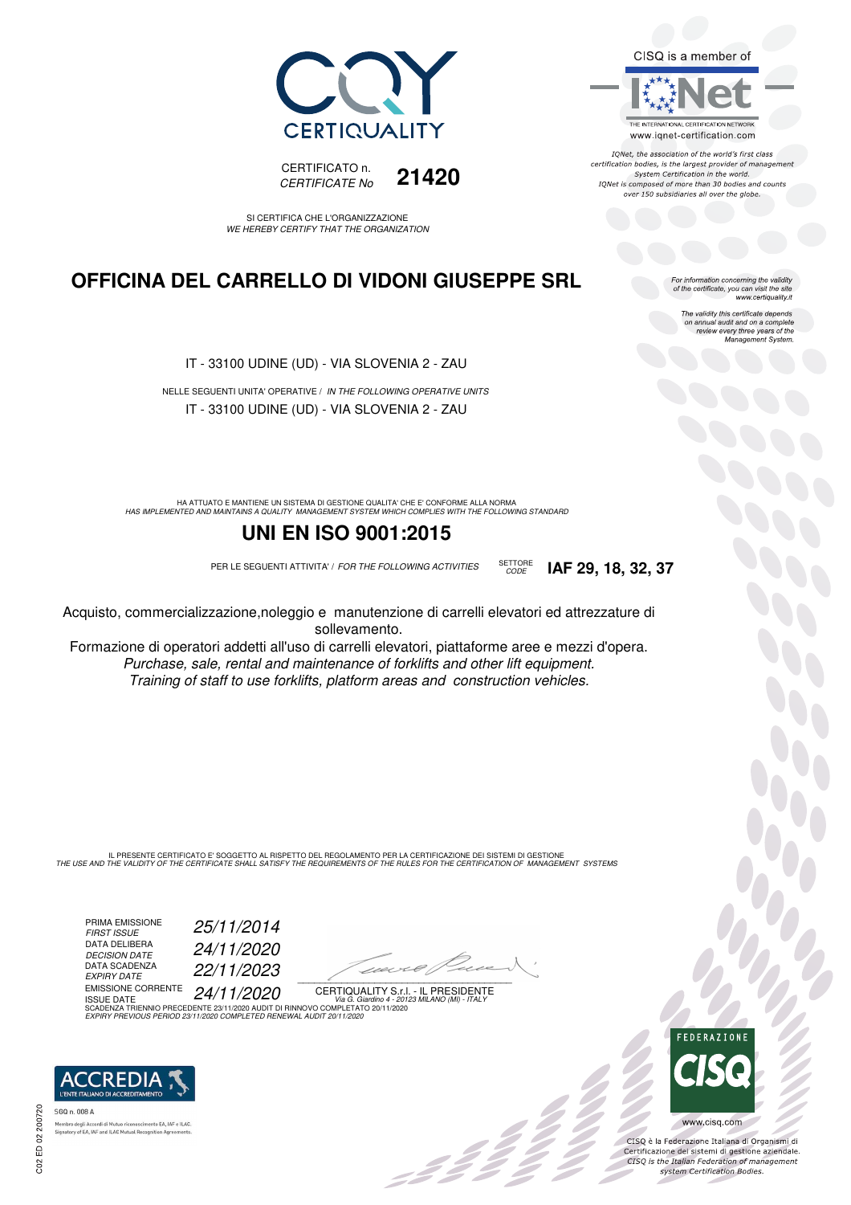CERTIQUALITY

CERTIFICATO n.
*CERTIFICATE No* **21420**

SI CERTIFICA CHE L'ORGANIZZAZIONE
*WE HEREBY CERTIFY THAT THE ORGANIZATION*

# OFFICINA DEL CARRELLO DI VIDONI GIUSEPPE SRL

IT - 33100 UDINE (UD) - VIA SLOVENIA 2 - ZAU

NELLE SEGUENTI UNITA' OPERATIVE / *IN THE FOLLOWING OPERATIVE UNITS*
IT - 33100 UDINE (UD) - VIA SLOVENIA 2 - ZAU

HA ATTUATO E MANTIENE UN SISTEMA DI GESTIONE QUALITA' CHE E' CONFORME ALLA NORMA
*HAS IMPLEMENTED AND MAINTAINS A QUALITY MANAGEMENT SYSTEM WHICH COMPLIES WITH THE FOLLOWING STANDARD*

## UNI EN ISO 9001:2015

PER LE SEGUENTI ATTIVITA' / *FOR THE FOLLOWING ACTIVITIES* SETTORE *CODE* **IAF 29, 18, 32, 37**

Acquisto, commercializzazione,noleggio e manutenzione di carrelli elevatori ed attrezzature di sollevamento.
Formazione di operatori addetti all'uso di carrelli elevatori, piattaforme aree e mezzi d'opera.
*Purchase, sale, rental and maintenance of forklifts and other lift equipment.*
*Training of staff to use forklifts, platform areas and construction vehicles.*

IL PRESENTE CERTIFICATO E' SOGGETTO AL RISPETTO DEL REGOLAMENTO PER LA CERTIFICAZIONE DEI SISTEMI DI GESTIONE
*THE USE AND THE VALIDITY OF THE CERTIFICATE SHALL SATISFY THE REQUIREMENTS OF THE RULES FOR THE CERTIFICATION OF MANAGEMENT SYSTEMS*

PRIMA EMISSIONE / *FIRST ISSUE*: *25/11/2014*
DATA DELIBERA / *DECISION DATE*: *24/11/2020*
DATA SCADENZA / *EXPIRY DATE*: *22/11/2023*
EMISSIONE CORRENTE / ISSUE DATE: *24/11/2020*

CERTIQUALITY S.r.l. - IL PRESIDENTE
*Via G. Giardino 4 - 20123 MILANO (MI) - ITALY*

SCADENZA TRIENNIO PRECEDENTE 23/11/2020 AUDIT DI RINNOVO COMPLETATO 20/11/2020
*EXPIRY PREVIOUS PERIOD 23/11/2020 COMPLETED RENEWAL AUDIT 20/11/2020*

CISQ is a member of IQNet
THE INTERNATIONAL CERTIFICATION NETWORK
www.iqnet-certification.com

*IQNet, the association of the world's first class certification bodies, is the largest provider of management System Certification in the world. IQNet is composed of more than 30 bodies and counts over 150 subsidiaries all over the globe.*

*For information concerning the validity of the certificate, you can visit the site www.certiquality.it*

*The validity this certificate depends on annual audit and on a complete review every three years of the Management System.*

ACCREDIA L'ENTE ITALIANO DI ACCREDITAMENTO
SGQ n. 008 A
Membro degli Accordi di Mutuo riconoscimento EA, IAF e ILAC.
Signatory of EA, IAF and ILAC Mutual Recognition Agreements.

FEDERAZIONE CISQ
www.cisq.com
CISQ è la Federazione Italiana di Organismi di Certificazione dei sistemi di gestione aziendale.
*CISQ is the Italian Federation of management system Certification Bodies.*

C02 ED 02 200720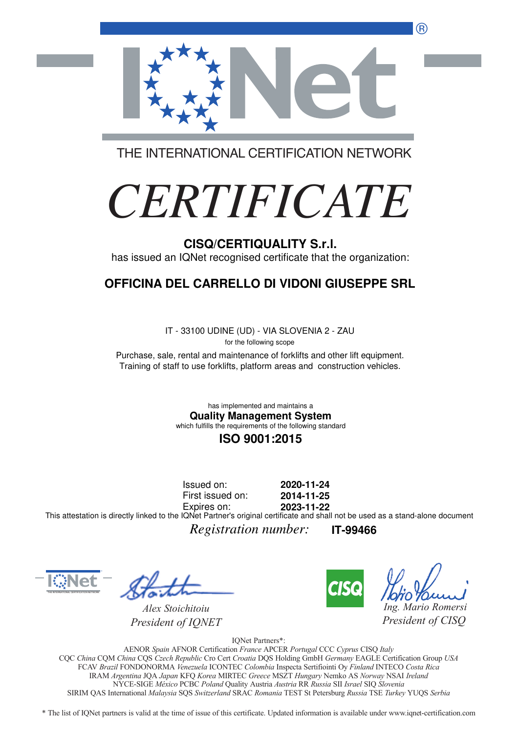IQNet®

THE INTERNATIONAL CERTIFICATION NETWORK

# *CERTIFICATE*

**CISQ/CERTIQUALITY S.r.l.**

has issued an IQNet recognised certificate that the organization:

## OFFICINA DEL CARRELLO DI VIDONI GIUSEPPE SRL

IT - 33100 UDINE (UD) - VIA SLOVENIA 2 - ZAU

for the following scope

Purchase, sale, rental and maintenance of forklifts and other lift equipment.
Training of staff to use forklifts, platform areas and construction vehicles.

has implemented and maintains a

**Quality Management System**

which fulfills the requirements of the following standard

**ISO 9001:2015**

| | |
|---|---|
| Issued on: | **2020-11-24** |
| First issued on: | **2014-11-25** |
| Expires on: | **2023-11-22** |

This attestation is directly linked to the IQNet Partner's original certificate and shall not be used as a stand-alone document

*Registration number:* **IT-99466**

*Alex Stoichitoiu*
*President of IQNET*

*Ing. Mario Romersi*
*President of CISQ*

IQNet Partners*:

AENOR *Spain* AFNOR Certification *France* APCER *Portugal* CCC *Cyprus* CISQ *Italy*
CQC *China* CQM *China* CQS *Czech Republic* Cro Cert *Croatia* DQS Holding GmbH *Germany* EAGLE Certification Group *USA*
FCAV *Brazil* FONDONORMA *Venezuela* ICONTEC *Colombia* Inspecta Sertifiointi Oy *Finland* INTECO *Costa Rica*
IRAM *Argentina* JQA *Japan* KFQ *Korea* MIRTEC *Greece* MSZT *Hungary* Nemko AS *Norway* NSAI *Ireland*
NYCE-SIGE *México* PCBC *Poland* Quality Austria *Austria* RR *Russia* SII *Israel* SIQ *Slovenia*
SIRIM QAS International *Malaysia* SQS *Switzerland* SRAC *Romania* TEST St Petersburg *Russia* TSE *Turkey* YUQS *Serbia*

* The list of IQNet partners is valid at the time of issue of this certificate. Updated information is available under www.iqnet-certification.com